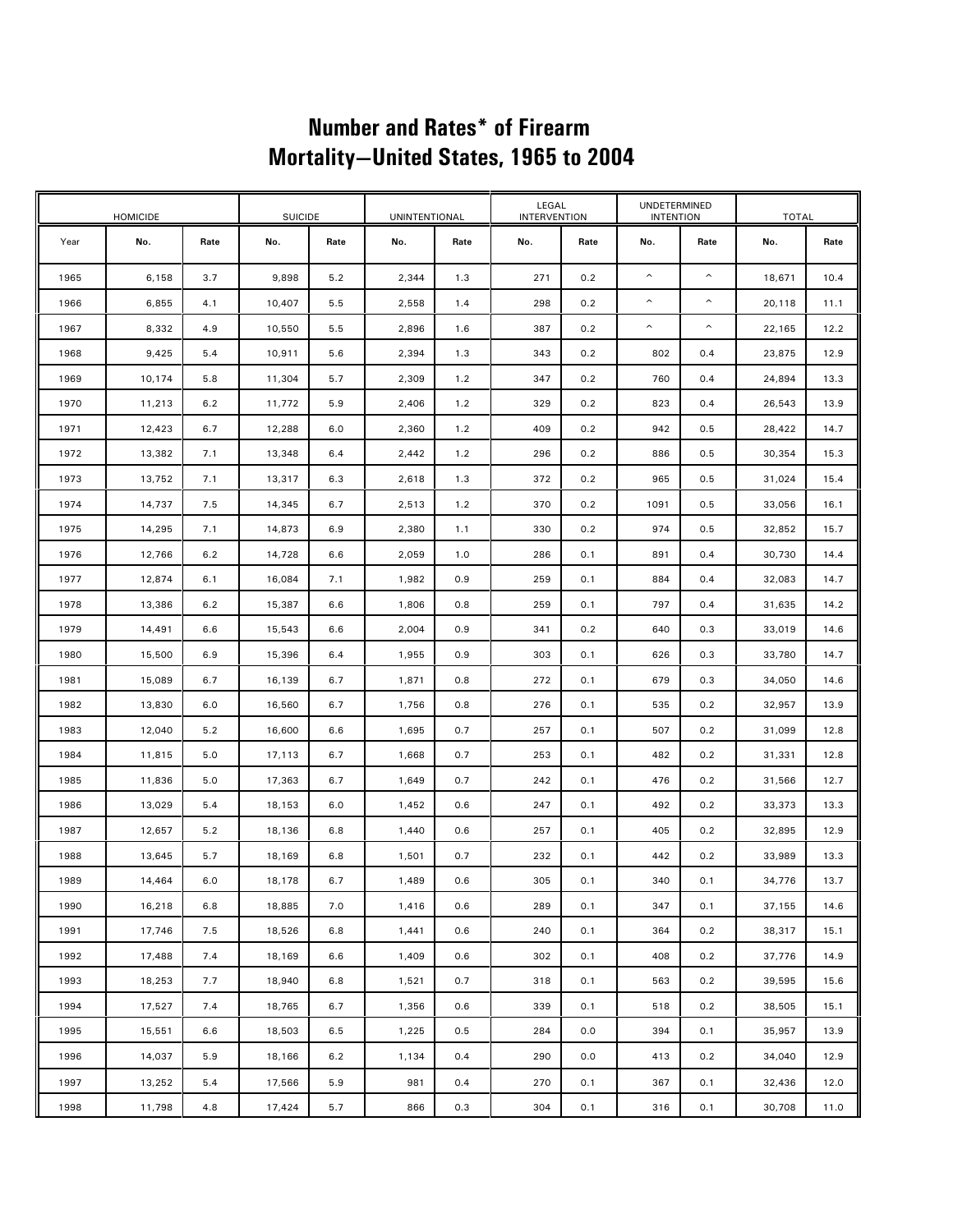# Number and Rates* of Firearm Mortality—United States, 1965 to 2004

| HOMICIDE | | | SUICIDE | | UNINTENTIONAL | | LEGAL INTERVENTION | | UNDETERMINED INTENTION | | TOTAL | |
|---|---|---|---|---|---|---|---|---|---|---|---|---|
| Year | No. | Rate | No. | Rate | No. | Rate | No. | Rate | No. | Rate | No. | Rate |
| 1965 | 6,158 | 3.7 | 9,898 | 5.2 | 2,344 | 1.3 | 271 | 0.2 | ^ | ^ | 18,671 | 10.4 |
| 1966 | 6,855 | 4.1 | 10,407 | 5.5 | 2,558 | 1.4 | 298 | 0.2 | ^ | ^ | 20,118 | 11.1 |
| 1967 | 8,332 | 4.9 | 10,550 | 5.5 | 2,896 | 1.6 | 387 | 0.2 | ^ | ^ | 22,165 | 12.2 |
| 1968 | 9,425 | 5.4 | 10,911 | 5.6 | 2,394 | 1.3 | 343 | 0.2 | 802 | 0.4 | 23,875 | 12.9 |
| 1969 | 10,174 | 5.8 | 11,304 | 5.7 | 2,309 | 1.2 | 347 | 0.2 | 760 | 0.4 | 24,894 | 13.3 |
| 1970 | 11,213 | 6.2 | 11,772 | 5.9 | 2,406 | 1.2 | 329 | 0.2 | 823 | 0.4 | 26,543 | 13.9 |
| 1971 | 12,423 | 6.7 | 12,288 | 6.0 | 2,360 | 1.2 | 409 | 0.2 | 942 | 0.5 | 28,422 | 14.7 |
| 1972 | 13,382 | 7.1 | 13,348 | 6.4 | 2,442 | 1.2 | 296 | 0.2 | 886 | 0.5 | 30,354 | 15.3 |
| 1973 | 13,752 | 7.1 | 13,317 | 6.3 | 2,618 | 1.3 | 372 | 0.2 | 965 | 0.5 | 31,024 | 15.4 |
| 1974 | 14,737 | 7.5 | 14,345 | 6.7 | 2,513 | 1.2 | 370 | 0.2 | 1091 | 0.5 | 33,056 | 16.1 |
| 1975 | 14,295 | 7.1 | 14,873 | 6.9 | 2,380 | 1.1 | 330 | 0.2 | 974 | 0.5 | 32,852 | 15.7 |
| 1976 | 12,766 | 6.2 | 14,728 | 6.6 | 2,059 | 1.0 | 286 | 0.1 | 891 | 0.4 | 30,730 | 14.4 |
| 1977 | 12,874 | 6.1 | 16,084 | 7.1 | 1,982 | 0.9 | 259 | 0.1 | 884 | 0.4 | 32,083 | 14.7 |
| 1978 | 13,386 | 6.2 | 15,387 | 6.6 | 1,806 | 0.8 | 259 | 0.1 | 797 | 0.4 | 31,635 | 14.2 |
| 1979 | 14,491 | 6.6 | 15,543 | 6.6 | 2,004 | 0.9 | 341 | 0.2 | 640 | 0.3 | 33,019 | 14.6 |
| 1980 | 15,500 | 6.9 | 15,396 | 6.4 | 1,955 | 0.9 | 303 | 0.1 | 626 | 0.3 | 33,780 | 14.7 |
| 1981 | 15,089 | 6.7 | 16,139 | 6.7 | 1,871 | 0.8 | 272 | 0.1 | 679 | 0.3 | 34,050 | 14.6 |
| 1982 | 13,830 | 6.0 | 16,560 | 6.7 | 1,756 | 0.8 | 276 | 0.1 | 535 | 0.2 | 32,957 | 13.9 |
| 1983 | 12,040 | 5.2 | 16,600 | 6.6 | 1,695 | 0.7 | 257 | 0.1 | 507 | 0.2 | 31,099 | 12.8 |
| 1984 | 11,815 | 5.0 | 17,113 | 6.7 | 1,668 | 0.7 | 253 | 0.1 | 482 | 0.2 | 31,331 | 12.8 |
| 1985 | 11,836 | 5.0 | 17,363 | 6.7 | 1,649 | 0.7 | 242 | 0.1 | 476 | 0.2 | 31,566 | 12.7 |
| 1986 | 13,029 | 5.4 | 18,153 | 6.0 | 1,452 | 0.6 | 247 | 0.1 | 492 | 0.2 | 33,373 | 13.3 |
| 1987 | 12,657 | 5.2 | 18,136 | 6.8 | 1,440 | 0.6 | 257 | 0.1 | 405 | 0.2 | 32,895 | 12.9 |
| 1988 | 13,645 | 5.7 | 18,169 | 6.8 | 1,501 | 0.7 | 232 | 0.1 | 442 | 0.2 | 33,989 | 13.3 |
| 1989 | 14,464 | 6.0 | 18,178 | 6.7 | 1,489 | 0.6 | 305 | 0.1 | 340 | 0.1 | 34,776 | 13.7 |
| 1990 | 16,218 | 6.8 | 18,885 | 7.0 | 1,416 | 0.6 | 289 | 0.1 | 347 | 0.1 | 37,155 | 14.6 |
| 1991 | 17,746 | 7.5 | 18,526 | 6.8 | 1,441 | 0.6 | 240 | 0.1 | 364 | 0.2 | 38,317 | 15.1 |
| 1992 | 17,488 | 7.4 | 18,169 | 6.6 | 1,409 | 0.6 | 302 | 0.1 | 408 | 0.2 | 37,776 | 14.9 |
| 1993 | 18,253 | 7.7 | 18,940 | 6.8 | 1,521 | 0.7 | 318 | 0.1 | 563 | 0.2 | 39,595 | 15.6 |
| 1994 | 17,527 | 7.4 | 18,765 | 6.7 | 1,356 | 0.6 | 339 | 0.1 | 518 | 0.2 | 38,505 | 15.1 |
| 1995 | 15,551 | 6.6 | 18,503 | 6.5 | 1,225 | 0.5 | 284 | 0.0 | 394 | 0.1 | 35,957 | 13.9 |
| 1996 | 14,037 | 5.9 | 18,166 | 6.2 | 1,134 | 0.4 | 290 | 0.0 | 413 | 0.2 | 34,040 | 12.9 |
| 1997 | 13,252 | 5.4 | 17,566 | 5.9 | 981 | 0.4 | 270 | 0.1 | 367 | 0.1 | 32,436 | 12.0 |
| 1998 | 11,798 | 4.8 | 17,424 | 5.7 | 866 | 0.3 | 304 | 0.1 | 316 | 0.1 | 30,708 | 11.0 |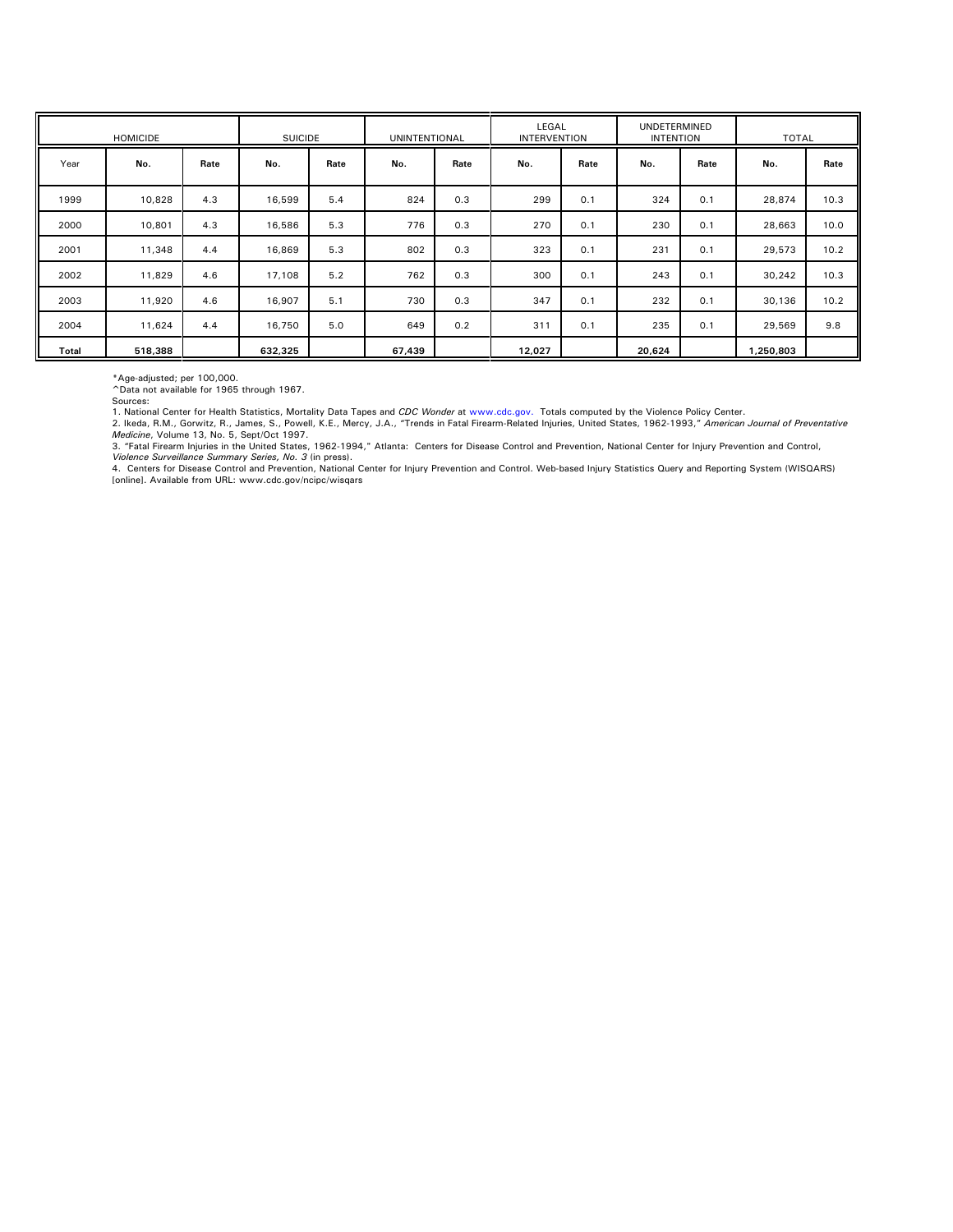| | HOMICIDE | | SUICIDE | | UNINTENTIONAL | | LEGAL INTERVENTION | | UNDETERMINED INTENTION | | TOTAL | |
|---|---|---|---|---|---|---|---|---|---|---|---|---|
| Year | No. | Rate | No. | Rate | No. | Rate | No. | Rate | No. | Rate | No. | Rate |
| 1999 | 10,828 | 4.3 | 16,599 | 5.4 | 824 | 0.3 | 299 | 0.1 | 324 | 0.1 | 28,874 | 10.3 |
| 2000 | 10,801 | 4.3 | 16,586 | 5.3 | 776 | 0.3 | 270 | 0.1 | 230 | 0.1 | 28,663 | 10.0 |
| 2001 | 11,348 | 4.4 | 16,869 | 5.3 | 802 | 0.3 | 323 | 0.1 | 231 | 0.1 | 29,573 | 10.2 |
| 2002 | 11,829 | 4.6 | 17,108 | 5.2 | 762 | 0.3 | 300 | 0.1 | 243 | 0.1 | 30,242 | 10.3 |
| 2003 | 11,920 | 4.6 | 16,907 | 5.1 | 730 | 0.3 | 347 | 0.1 | 232 | 0.1 | 30,136 | 10.2 |
| 2004 | 11,624 | 4.4 | 16,750 | 5.0 | 649 | 0.2 | 311 | 0.1 | 235 | 0.1 | 29,569 | 9.8 |
| **Total** | **518,388** | | **632,325** | | **67,439** | | **12,027** | | **20,624** | | **1,250,803** | |

*Age-adjusted; per 100,000.

^Data not available for 1965 through 1967.

Sources:

1. National Center for Health Statistics, Mortality Data Tapes and *CDC Wonder* at www.cdc.gov. Totals computed by the Violence Policy Center.
2. Ikeda, R.M., Gorwitz, R., James, S., Powell, K.E., Mercy, J.A., "Trends in Fatal Firearm-Related Injuries, United States, 1962-1993," *American Journal of Preventative Medicine*, Volume 13, No. 5, Sept/Oct 1997.
3. "Fatal Firearm Injuries in the United States, 1962-1994," Atlanta: Centers for Disease Control and Prevention, National Center for Injury Prevention and Control, *Violence Surveillance Summary Series, No. 3* (in press).
4. Centers for Disease Control and Prevention, National Center for Injury Prevention and Control. Web-based Injury Statistics Query and Reporting System (WISQARS) [online]. Available from URL: www.cdc.gov/ncipc/wisqars